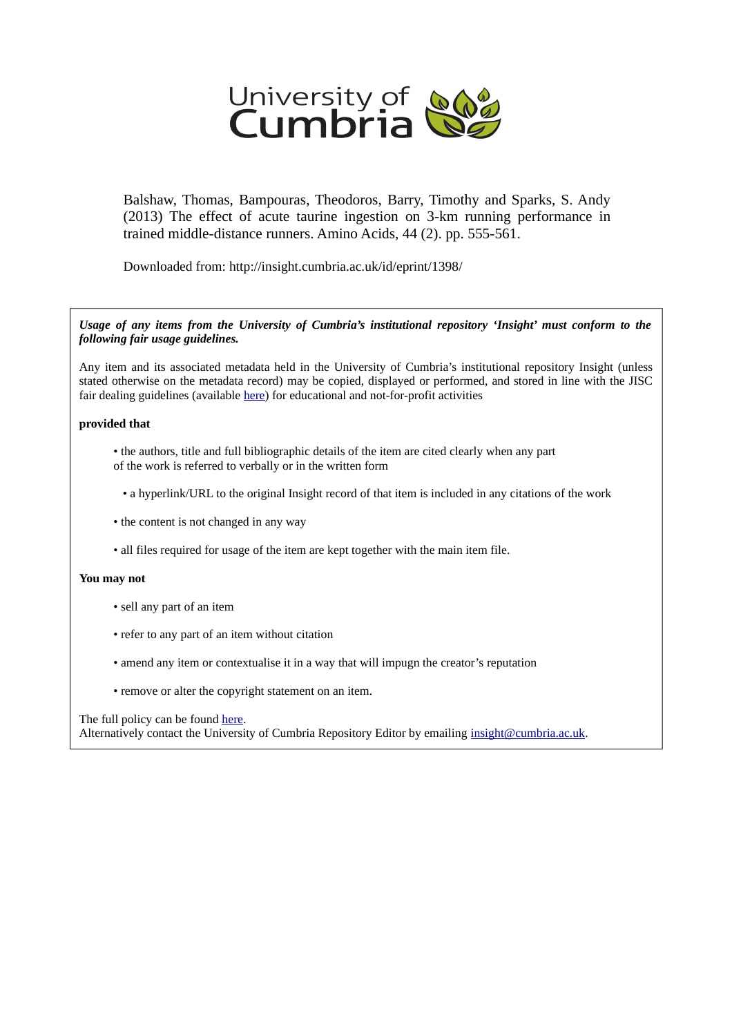University of Cumbria

Balshaw, Thomas, Bampouras, Theodoros, Barry, Timothy and Sparks, S. Andy (2013) The effect of acute taurine ingestion on 3-km running performance in trained middle-distance runners. Amino Acids, 44 (2). pp. 555-561.

Downloaded from: http://insight.cumbria.ac.uk/id/eprint/1398/

***Usage of any items from the University of Cumbria's institutional repository 'Insight' must conform to the following fair usage guidelines.***

Any item and its associated metadata held in the University of Cumbria's institutional repository Insight (unless stated otherwise on the metadata record) may be copied, displayed or performed, and stored in line with the JISC fair dealing guidelines (available here) for educational and not-for-profit activities

**provided that**

- the authors, title and full bibliographic details of the item are cited clearly when any part of the work is referred to verbally or in the written form
- a hyperlink/URL to the original Insight record of that item is included in any citations of the work
- the content is not changed in any way
- all files required for usage of the item are kept together with the main item file.

**You may not**

- sell any part of an item
- refer to any part of an item without citation
- amend any item or contextualise it in a way that will impugn the creator's reputation
- remove or alter the copyright statement on an item.

The full policy can be found here.
Alternatively contact the University of Cumbria Repository Editor by emailing insight@cumbria.ac.uk.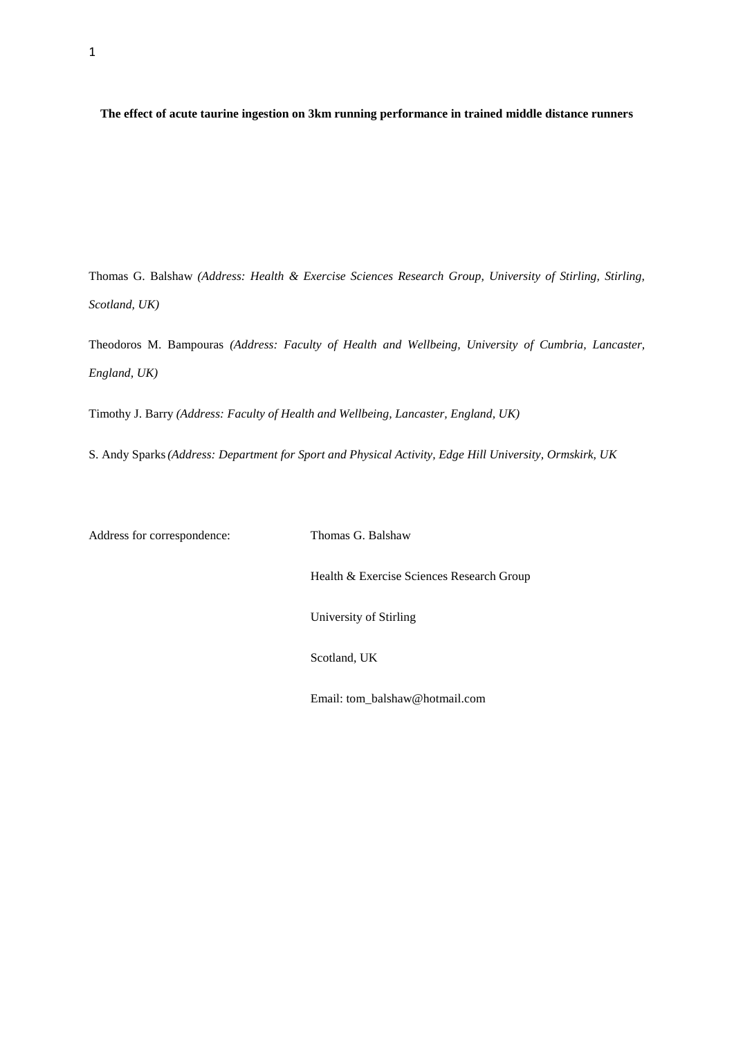**The effect of acute taurine ingestion on 3km running performance in trained middle distance runners**

Thomas G. Balshaw *(Address: Health & Exercise Sciences Research Group, University of Stirling, Stirling, Scotland, UK)*

Theodoros M. Bampouras *(Address: Faculty of Health and Wellbeing, University of Cumbria, Lancaster, England, UK)*

Timothy J. Barry *(Address: Faculty of Health and Wellbeing, Lancaster, England, UK)*

S. Andy Sparks *(Address: Department for Sport and Physical Activity, Edge Hill University, Ormskirk, UK*

Address for correspondence: Thomas G. Balshaw

Health & Exercise Sciences Research Group

University of Stirling

Scotland, UK

Email: tom_balshaw@hotmail.com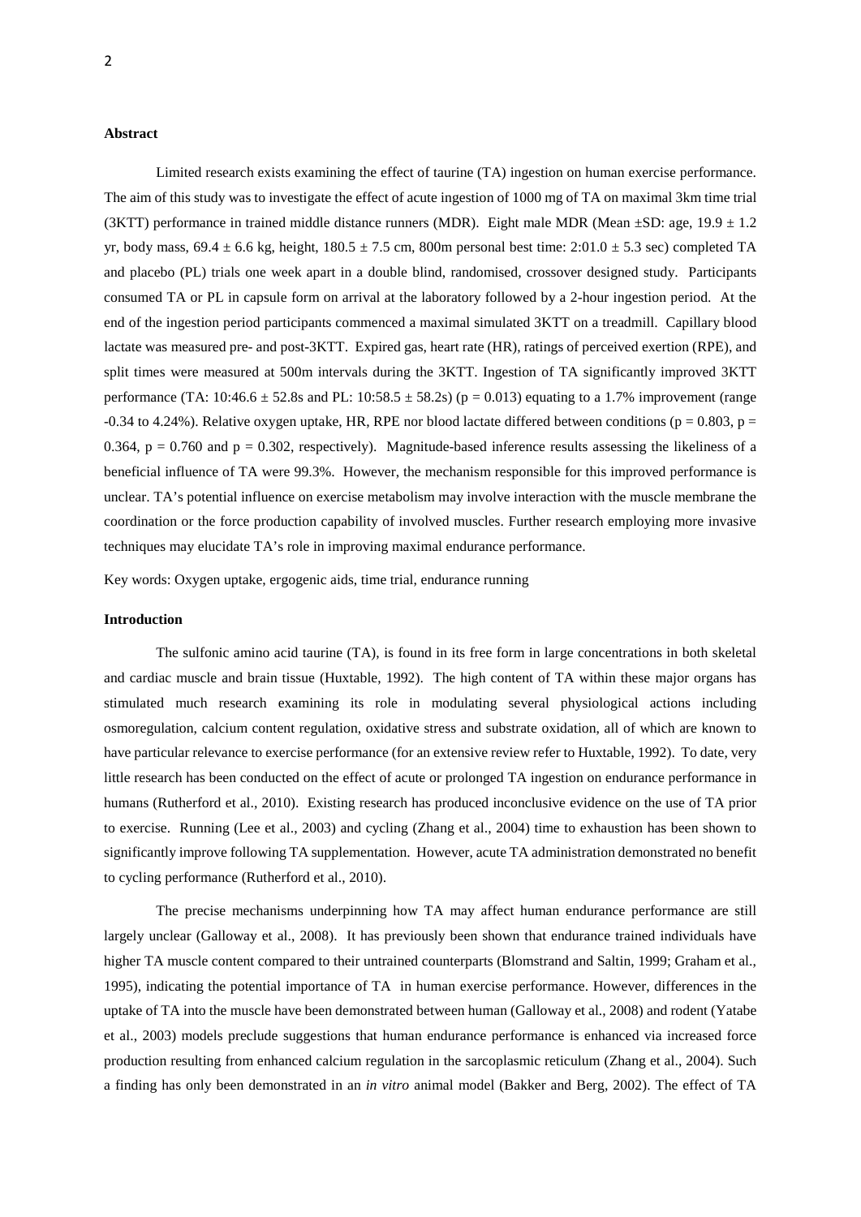**Abstract**

Limited research exists examining the effect of taurine (TA) ingestion on human exercise performance. The aim of this study was to investigate the effect of acute ingestion of 1000 mg of TA on maximal 3km time trial (3KTT) performance in trained middle distance runners (MDR). Eight male MDR (Mean ±SD: age, 19.9 ± 1.2 yr, body mass, 69.4 ± 6.6 kg, height, 180.5 ± 7.5 cm, 800m personal best time: 2:01.0 ± 5.3 sec) completed TA and placebo (PL) trials one week apart in a double blind, randomised, crossover designed study. Participants consumed TA or PL in capsule form on arrival at the laboratory followed by a 2-hour ingestion period. At the end of the ingestion period participants commenced a maximal simulated 3KTT on a treadmill. Capillary blood lactate was measured pre- and post-3KTT. Expired gas, heart rate (HR), ratings of perceived exertion (RPE), and split times were measured at 500m intervals during the 3KTT. Ingestion of TA significantly improved 3KTT performance (TA: 10:46.6 ± 52.8s and PL: 10:58.5 ± 58.2s) ($p = 0.013$) equating to a 1.7% improvement (range -0.34 to 4.24%). Relative oxygen uptake, HR, RPE nor blood lactate differed between conditions ($p = 0.803$, $p = 0.364$, $p = 0.760$ and $p = 0.302$, respectively). Magnitude-based inference results assessing the likeliness of a beneficial influence of TA were 99.3%. However, the mechanism responsible for this improved performance is unclear. TA's potential influence on exercise metabolism may involve interaction with the muscle membrane the coordination or the force production capability of involved muscles. Further research employing more invasive techniques may elucidate TA's role in improving maximal endurance performance.

Key words: Oxygen uptake, ergogenic aids, time trial, endurance running

**Introduction**

The sulfonic amino acid taurine (TA), is found in its free form in large concentrations in both skeletal and cardiac muscle and brain tissue (Huxtable, 1992). The high content of TA within these major organs has stimulated much research examining its role in modulating several physiological actions including osmoregulation, calcium content regulation, oxidative stress and substrate oxidation, all of which are known to have particular relevance to exercise performance (for an extensive review refer to Huxtable, 1992). To date, very little research has been conducted on the effect of acute or prolonged TA ingestion on endurance performance in humans (Rutherford et al., 2010). Existing research has produced inconclusive evidence on the use of TA prior to exercise. Running (Lee et al., 2003) and cycling (Zhang et al., 2004) time to exhaustion has been shown to significantly improve following TA supplementation. However, acute TA administration demonstrated no benefit to cycling performance (Rutherford et al., 2010).

The precise mechanisms underpinning how TA may affect human endurance performance are still largely unclear (Galloway et al., 2008). It has previously been shown that endurance trained individuals have higher TA muscle content compared to their untrained counterparts (Blomstrand and Saltin, 1999; Graham et al., 1995), indicating the potential importance of TA in human exercise performance. However, differences in the uptake of TA into the muscle have been demonstrated between human (Galloway et al., 2008) and rodent (Yatabe et al., 2003) models preclude suggestions that human endurance performance is enhanced via increased force production resulting from enhanced calcium regulation in the sarcoplasmic reticulum (Zhang et al., 2004). Such a finding has only been demonstrated in an *in vitro* animal model (Bakker and Berg, 2002). The effect of TA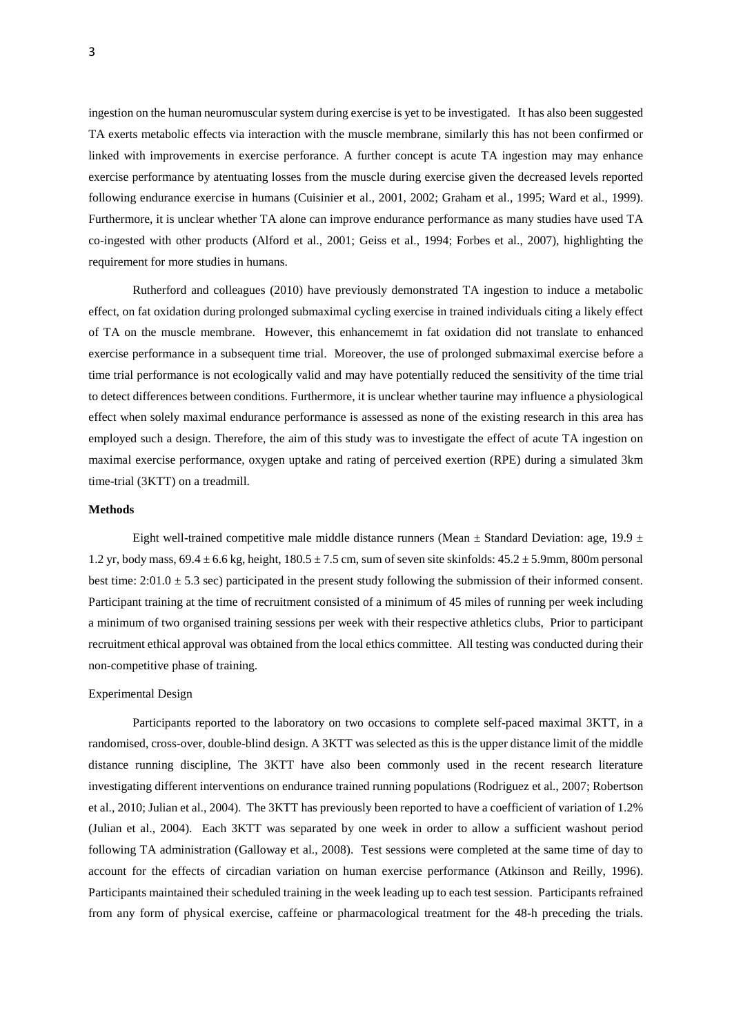ingestion on the human neuromuscular system during exercise is yet to be investigated. It has also been suggested TA exerts metabolic effects via interaction with the muscle membrane, similarly this has not been confirmed or linked with improvements in exercise perforance. A further concept is acute TA ingestion may may enhance exercise performance by atentuating losses from the muscle during exercise given the decreased levels reported following endurance exercise in humans (Cuisinier et al., 2001, 2002; Graham et al., 1995; Ward et al., 1999). Furthermore, it is unclear whether TA alone can improve endurance performance as many studies have used TA co-ingested with other products (Alford et al., 2001; Geiss et al., 1994; Forbes et al., 2007), highlighting the requirement for more studies in humans.

Rutherford and colleagues (2010) have previously demonstrated TA ingestion to induce a metabolic effect, on fat oxidation during prolonged submaximal cycling exercise in trained individuals citing a likely effect of TA on the muscle membrane. However, this enhancememt in fat oxidation did not translate to enhanced exercise performance in a subsequent time trial. Moreover, the use of prolonged submaximal exercise before a time trial performance is not ecologically valid and may have potentially reduced the sensitivity of the time trial to detect differences between conditions. Furthermore, it is unclear whether taurine may influence a physiological effect when solely maximal endurance performance is assessed as none of the existing research in this area has employed such a design. Therefore, the aim of this study was to investigate the effect of acute TA ingestion on maximal exercise performance, oxygen uptake and rating of perceived exertion (RPE) during a simulated 3km time-trial (3KTT) on a treadmill.

## Methods

Eight well-trained competitive male middle distance runners (Mean ± Standard Deviation: age, 19.9 ± 1.2 yr, body mass, 69.4 ± 6.6 kg, height, 180.5 ± 7.5 cm, sum of seven site skinfolds: 45.2 ± 5.9mm, 800m personal best time: 2:01.0 ± 5.3 sec) participated in the present study following the submission of their informed consent. Participant training at the time of recruitment consisted of a minimum of 45 miles of running per week including a minimum of two organised training sessions per week with their respective athletics clubs, Prior to participant recruitment ethical approval was obtained from the local ethics committee. All testing was conducted during their non-competitive phase of training.

### Experimental Design

Participants reported to the laboratory on two occasions to complete self-paced maximal 3KTT, in a randomised, cross-over, double-blind design. A 3KTT was selected as this is the upper distance limit of the middle distance running discipline, The 3KTT have also been commonly used in the recent research literature investigating different interventions on endurance trained running populations (Rodriguez et al., 2007; Robertson et al., 2010; Julian et al., 2004). The 3KTT has previously been reported to have a coefficient of variation of 1.2% (Julian et al., 2004). Each 3KTT was separated by one week in order to allow a sufficient washout period following TA administration (Galloway et al., 2008). Test sessions were completed at the same time of day to account for the effects of circadian variation on human exercise performance (Atkinson and Reilly, 1996). Participants maintained their scheduled training in the week leading up to each test session. Participants refrained from any form of physical exercise, caffeine or pharmacological treatment for the 48-h preceding the trials.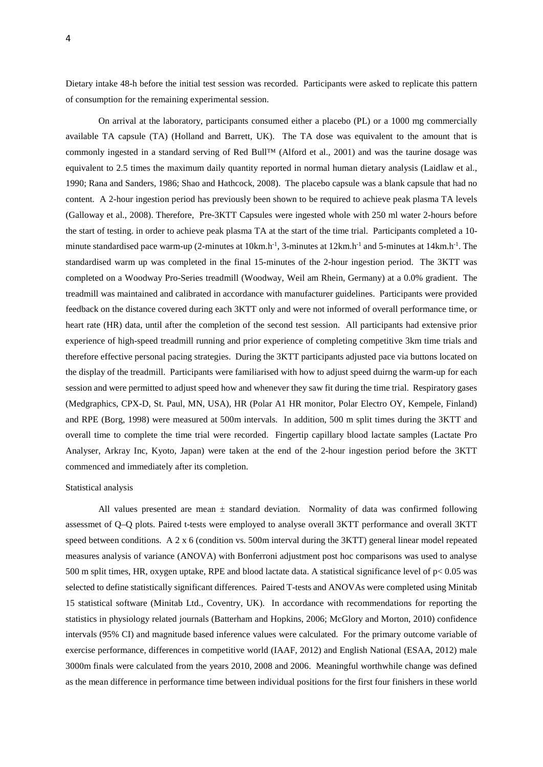Dietary intake 48-h before the initial test session was recorded. Participants were asked to replicate this pattern of consumption for the remaining experimental session.

On arrival at the laboratory, participants consumed either a placebo (PL) or a 1000 mg commercially available TA capsule (TA) (Holland and Barrett, UK). The TA dose was equivalent to the amount that is commonly ingested in a standard serving of Red Bull™ (Alford et al., 2001) and was the taurine dosage was equivalent to 2.5 times the maximum daily quantity reported in normal human dietary analysis (Laidlaw et al., 1990; Rana and Sanders, 1986; Shao and Hathcock, 2008). The placebo capsule was a blank capsule that had no content. A 2-hour ingestion period has previously been shown to be required to achieve peak plasma TA levels (Galloway et al., 2008). Therefore, Pre-3KTT Capsules were ingested whole with 250 ml water 2-hours before the start of testing. in order to achieve peak plasma TA at the start of the time trial. Participants completed a 10-minute standardised pace warm-up (2-minutes at 10km.h$^{-1}$, 3-minutes at 12km.h$^{-1}$ and 5-minutes at 14km.h$^{-1}$. The standardised warm up was completed in the final 15-minutes of the 2-hour ingestion period. The 3KTT was completed on a Woodway Pro-Series treadmill (Woodway, Weil am Rhein, Germany) at a 0.0% gradient. The treadmill was maintained and calibrated in accordance with manufacturer guidelines. Participants were provided feedback on the distance covered during each 3KTT only and were not informed of overall performance time, or heart rate (HR) data, until after the completion of the second test session. All participants had extensive prior experience of high-speed treadmill running and prior experience of completing competitive 3km time trials and therefore effective personal pacing strategies. During the 3KTT participants adjusted pace via buttons located on the display of the treadmill. Participants were familiarised with how to adjust speed duirng the warm-up for each session and were permitted to adjust speed how and whenever they saw fit during the time trial. Respiratory gases (Medgraphics, CPX-D, St. Paul, MN, USA), HR (Polar A1 HR monitor, Polar Electro OY, Kempele, Finland) and RPE (Borg, 1998) were measured at 500m intervals. In addition, 500 m split times during the 3KTT and overall time to complete the time trial were recorded. Fingertip capillary blood lactate samples (Lactate Pro Analyser, Arkray Inc, Kyoto, Japan) were taken at the end of the 2-hour ingestion period before the 3KTT commenced and immediately after its completion.

Statistical analysis

All values presented are mean ± standard deviation. Normality of data was confirmed following assessmet of Q–Q plots. Paired t-tests were employed to analyse overall 3KTT performance and overall 3KTT speed between conditions. A 2 x 6 (condition vs. 500m interval during the 3KTT) general linear model repeated measures analysis of variance (ANOVA) with Bonferroni adjustment post hoc comparisons was used to analyse 500 m split times, HR, oxygen uptake, RPE and blood lactate data. A statistical significance level of $p< 0.05$ was selected to define statistically significant differences. Paired T-tests and ANOVAs were completed using Minitab 15 statistical software (Minitab Ltd., Coventry, UK). In accordance with recommendations for reporting the statistics in physiology related journals (Batterham and Hopkins, 2006; McGlory and Morton, 2010) confidence intervals (95% CI) and magnitude based inference values were calculated. For the primary outcome variable of exercise performance, differences in competitive world (IAAF, 2012) and English National (ESAA, 2012) male 3000m finals were calculated from the years 2010, 2008 and 2006. Meaningful worthwhile change was defined as the mean difference in performance time between individual positions for the first four finishers in these world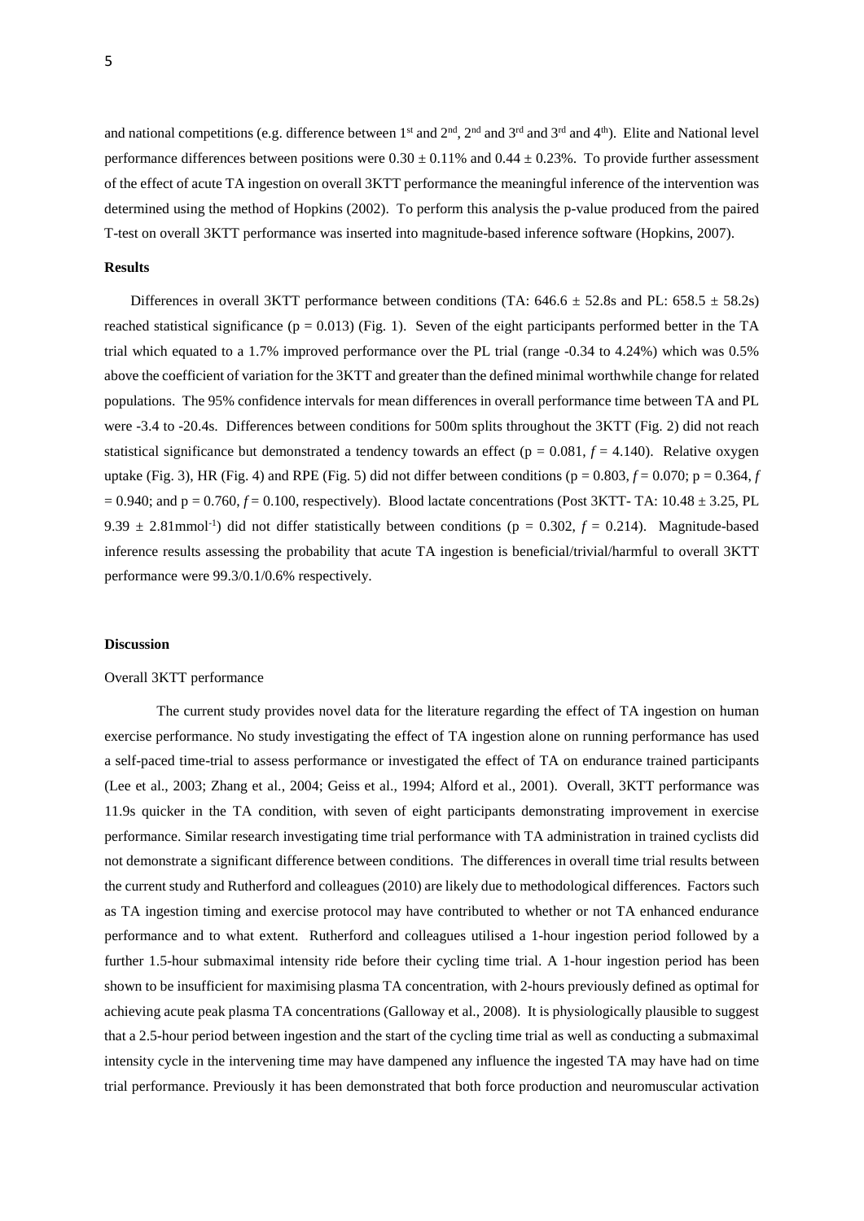and national competitions (e.g. difference between 1st and 2nd, 2nd and 3rd and 3rd and 4th). Elite and National level performance differences between positions were $0.30 \pm 0.11\%$ and $0.44 \pm 0.23\%$. To provide further assessment of the effect of acute TA ingestion on overall 3KTT performance the meaningful inference of the intervention was determined using the method of Hopkins (2002). To perform this analysis the p-value produced from the paired T-test on overall 3KTT performance was inserted into magnitude-based inference software (Hopkins, 2007).

### Results

Differences in overall 3KTT performance between conditions (TA: $646.6 \pm 52.8$s and PL: $658.5 \pm 58.2$s) reached statistical significance ($p = 0.013$) (Fig. 1). Seven of the eight participants performed better in the TA trial which equated to a 1.7% improved performance over the PL trial (range -0.34 to 4.24%) which was 0.5% above the coefficient of variation for the 3KTT and greater than the defined minimal worthwhile change for related populations. The 95% confidence intervals for mean differences in overall performance time between TA and PL were -3.4 to -20.4s. Differences between conditions for 500m splits throughout the 3KTT (Fig. 2) did not reach statistical significance but demonstrated a tendency towards an effect ($p = 0.081$, $f = 4.140$). Relative oxygen uptake (Fig. 3), HR (Fig. 4) and RPE (Fig. 5) did not differ between conditions ($p = 0.803$, $f = 0.070$; $p = 0.364$, $f = 0.940$; and $p = 0.760$, $f = 0.100$, respectively). Blood lactate concentrations (Post 3KTT- TA: $10.48 \pm 3.25$, PL $9.39 \pm 2.81 \text{mmol}^{-1}$) did not differ statistically between conditions ($p = 0.302$, $f = 0.214$). Magnitude-based inference results assessing the probability that acute TA ingestion is beneficial/trivial/harmful to overall 3KTT performance were 99.3/0.1/0.6% respectively.

### Discussion

Overall 3KTT performance

The current study provides novel data for the literature regarding the effect of TA ingestion on human exercise performance. No study investigating the effect of TA ingestion alone on running performance has used a self-paced time-trial to assess performance or investigated the effect of TA on endurance trained participants (Lee et al., 2003; Zhang et al., 2004; Geiss et al., 1994; Alford et al., 2001). Overall, 3KTT performance was 11.9s quicker in the TA condition, with seven of eight participants demonstrating improvement in exercise performance. Similar research investigating time trial performance with TA administration in trained cyclists did not demonstrate a significant difference between conditions. The differences in overall time trial results between the current study and Rutherford and colleagues (2010) are likely due to methodological differences. Factors such as TA ingestion timing and exercise protocol may have contributed to whether or not TA enhanced endurance performance and to what extent. Rutherford and colleagues utilised a 1-hour ingestion period followed by a further 1.5-hour submaximal intensity ride before their cycling time trial. A 1-hour ingestion period has been shown to be insufficient for maximising plasma TA concentration, with 2-hours previously defined as optimal for achieving acute peak plasma TA concentrations (Galloway et al., 2008). It is physiologically plausible to suggest that a 2.5-hour period between ingestion and the start of the cycling time trial as well as conducting a submaximal intensity cycle in the intervening time may have dampened any influence the ingested TA may have had on time trial performance. Previously it has been demonstrated that both force production and neuromuscular activation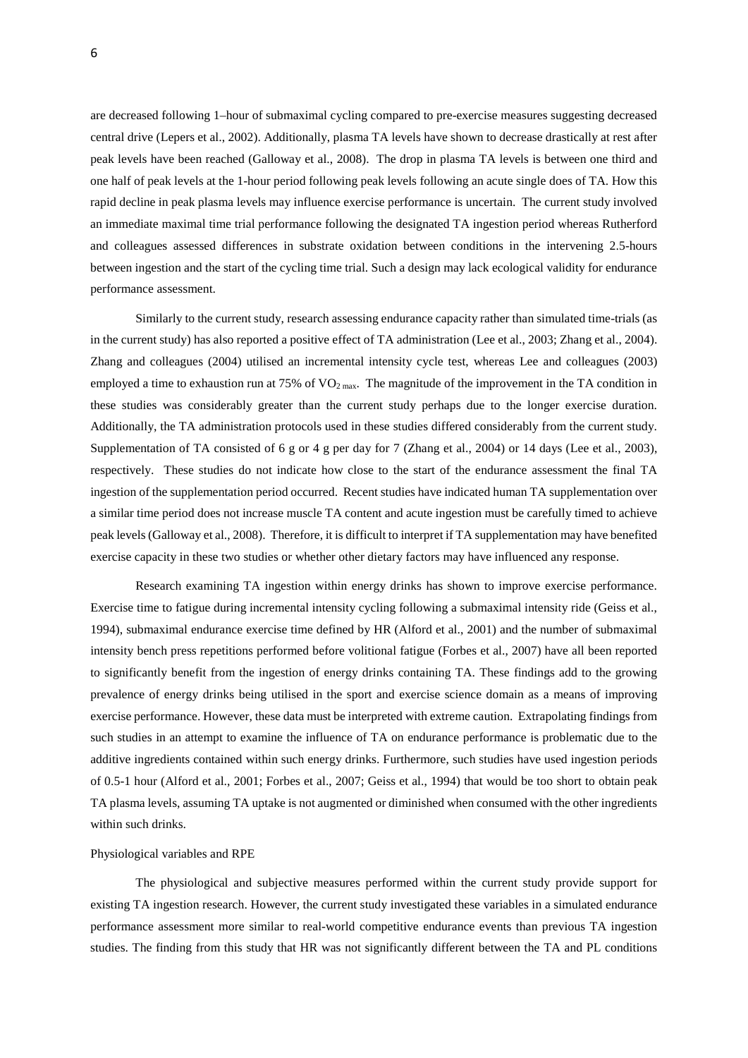are decreased following 1–hour of submaximal cycling compared to pre-exercise measures suggesting decreased central drive (Lepers et al., 2002). Additionally, plasma TA levels have shown to decrease drastically at rest after peak levels have been reached (Galloway et al., 2008). The drop in plasma TA levels is between one third and one half of peak levels at the 1-hour period following peak levels following an acute single does of TA. How this rapid decline in peak plasma levels may influence exercise performance is uncertain. The current study involved an immediate maximal time trial performance following the designated TA ingestion period whereas Rutherford and colleagues assessed differences in substrate oxidation between conditions in the intervening 2.5-hours between ingestion and the start of the cycling time trial. Such a design may lack ecological validity for endurance performance assessment.

Similarly to the current study, research assessing endurance capacity rather than simulated time-trials (as in the current study) has also reported a positive effect of TA administration (Lee et al., 2003; Zhang et al., 2004). Zhang and colleagues (2004) utilised an incremental intensity cycle test, whereas Lee and colleagues (2003) employed a time to exhaustion run at 75% of $VO_{2\ max}$. The magnitude of the improvement in the TA condition in these studies was considerably greater than the current study perhaps due to the longer exercise duration. Additionally, the TA administration protocols used in these studies differed considerably from the current study. Supplementation of TA consisted of 6 g or 4 g per day for 7 (Zhang et al., 2004) or 14 days (Lee et al., 2003), respectively. These studies do not indicate how close to the start of the endurance assessment the final TA ingestion of the supplementation period occurred. Recent studies have indicated human TA supplementation over a similar time period does not increase muscle TA content and acute ingestion must be carefully timed to achieve peak levels (Galloway et al., 2008). Therefore, it is difficult to interpret if TA supplementation may have benefited exercise capacity in these two studies or whether other dietary factors may have influenced any response.

Research examining TA ingestion within energy drinks has shown to improve exercise performance. Exercise time to fatigue during incremental intensity cycling following a submaximal intensity ride (Geiss et al., 1994), submaximal endurance exercise time defined by HR (Alford et al., 2001) and the number of submaximal intensity bench press repetitions performed before volitional fatigue (Forbes et al., 2007) have all been reported to significantly benefit from the ingestion of energy drinks containing TA. These findings add to the growing prevalence of energy drinks being utilised in the sport and exercise science domain as a means of improving exercise performance. However, these data must be interpreted with extreme caution. Extrapolating findings from such studies in an attempt to examine the influence of TA on endurance performance is problematic due to the additive ingredients contained within such energy drinks. Furthermore, such studies have used ingestion periods of 0.5-1 hour (Alford et al., 2001; Forbes et al., 2007; Geiss et al., 1994) that would be too short to obtain peak TA plasma levels, assuming TA uptake is not augmented or diminished when consumed with the other ingredients within such drinks.

Physiological variables and RPE

The physiological and subjective measures performed within the current study provide support for existing TA ingestion research. However, the current study investigated these variables in a simulated endurance performance assessment more similar to real-world competitive endurance events than previous TA ingestion studies. The finding from this study that HR was not significantly different between the TA and PL conditions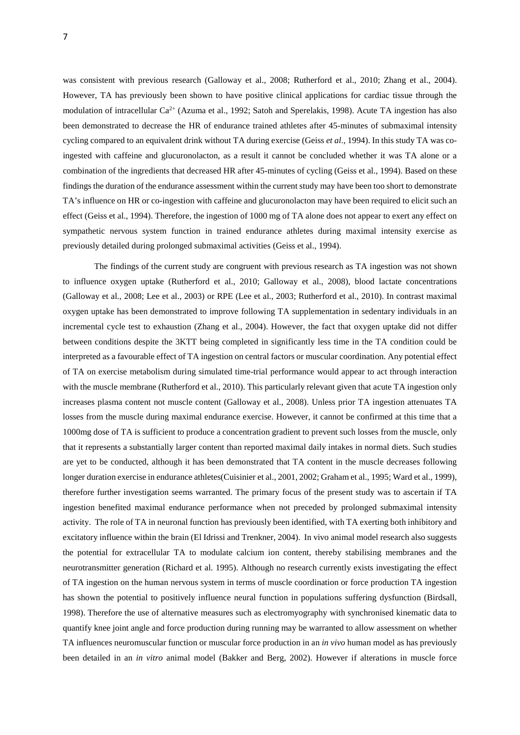was consistent with previous research (Galloway et al., 2008; Rutherford et al., 2010; Zhang et al., 2004). However, TA has previously been shown to have positive clinical applications for cardiac tissue through the modulation of intracellular $Ca^{2+}$ (Azuma et al., 1992; Satoh and Sperelakis, 1998). Acute TA ingestion has also been demonstrated to decrease the HR of endurance trained athletes after 45-minutes of submaximal intensity cycling compared to an equivalent drink without TA during exercise (Geiss *et al*., 1994). In this study TA was co-ingested with caffeine and glucuronolacton, as a result it cannot be concluded whether it was TA alone or a combination of the ingredients that decreased HR after 45-minutes of cycling (Geiss et al., 1994). Based on these findings the duration of the endurance assessment within the current study may have been too short to demonstrate TA's influence on HR or co-ingestion with caffeine and glucuronolacton may have been required to elicit such an effect (Geiss et al., 1994). Therefore, the ingestion of 1000 mg of TA alone does not appear to exert any effect on sympathetic nervous system function in trained endurance athletes during maximal intensity exercise as previously detailed during prolonged submaximal activities (Geiss et al., 1994).

The findings of the current study are congruent with previous research as TA ingestion was not shown to influence oxygen uptake (Rutherford et al., 2010; Galloway et al., 2008), blood lactate concentrations (Galloway et al., 2008; Lee et al., 2003) or RPE (Lee et al., 2003; Rutherford et al., 2010). In contrast maximal oxygen uptake has been demonstrated to improve following TA supplementation in sedentary individuals in an incremental cycle test to exhaustion (Zhang et al., 2004). However, the fact that oxygen uptake did not differ between conditions despite the 3KTT being completed in significantly less time in the TA condition could be interpreted as a favourable effect of TA ingestion on central factors or muscular coordination. Any potential effect of TA on exercise metabolism during simulated time-trial performance would appear to act through interaction with the muscle membrane (Rutherford et al., 2010). This particularly relevant given that acute TA ingestion only increases plasma content not muscle content (Galloway et al., 2008). Unless prior TA ingestion attenuates TA losses from the muscle during maximal endurance exercise. However, it cannot be confirmed at this time that a 1000mg dose of TA is sufficient to produce a concentration gradient to prevent such losses from the muscle, only that it represents a substantially larger content than reported maximal daily intakes in normal diets. Such studies are yet to be conducted, although it has been demonstrated that TA content in the muscle decreases following longer duration exercise in endurance athletes(Cuisinier et al., 2001, 2002; Graham et al., 1995; Ward et al., 1999), therefore further investigation seems warranted. The primary focus of the present study was to ascertain if TA ingestion benefited maximal endurance performance when not preceded by prolonged submaximal intensity activity. The role of TA in neuronal function has previously been identified, with TA exerting both inhibitory and excitatory influence within the brain (El Idrissi and Trenkner, 2004). In vivo animal model research also suggests the potential for extracellular TA to modulate calcium ion content, thereby stabilising membranes and the neurotransmitter generation (Richard et al. 1995). Although no research currently exists investigating the effect of TA ingestion on the human nervous system in terms of muscle coordination or force production TA ingestion has shown the potential to positively influence neural function in populations suffering dysfunction (Birdsall, 1998). Therefore the use of alternative measures such as electromyography with synchronised kinematic data to quantify knee joint angle and force production during running may be warranted to allow assessment on whether TA influences neuromuscular function or muscular force production in an *in vivo* human model as has previously been detailed in an *in vitro* animal model (Bakker and Berg, 2002). However if alterations in muscle force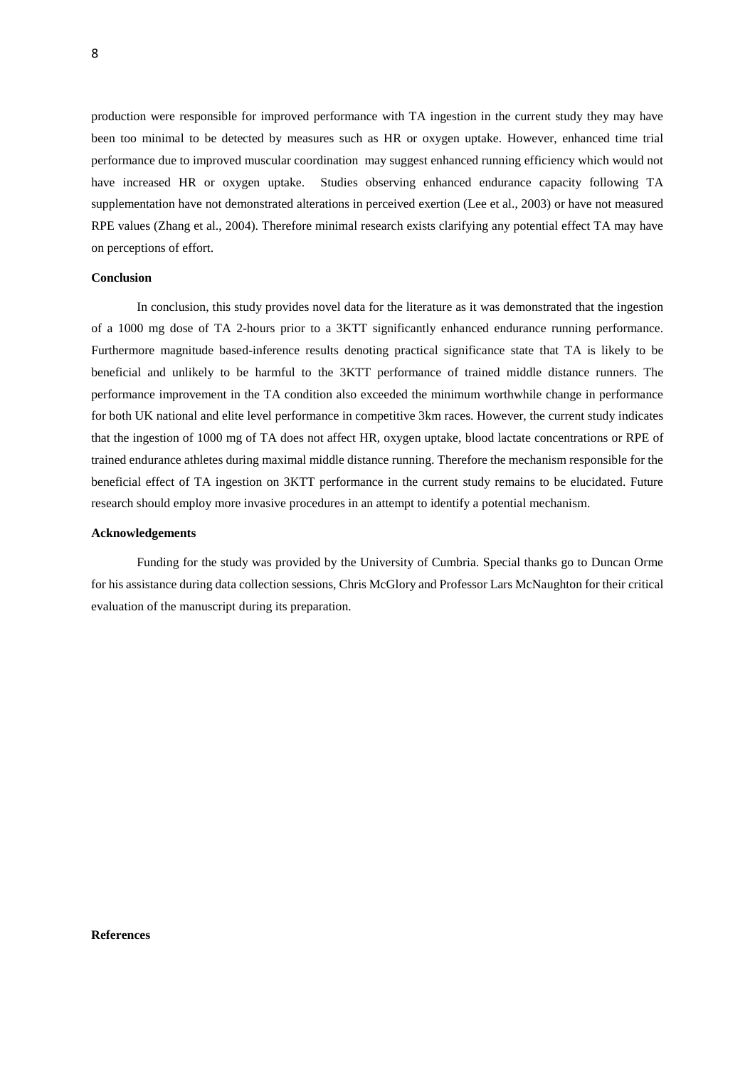production were responsible for improved performance with TA ingestion in the current study they may have been too minimal to be detected by measures such as HR or oxygen uptake. However, enhanced time trial performance due to improved muscular coordination may suggest enhanced running efficiency which would not have increased HR or oxygen uptake. Studies observing enhanced endurance capacity following TA supplementation have not demonstrated alterations in perceived exertion (Lee et al., 2003) or have not measured RPE values (Zhang et al., 2004). Therefore minimal research exists clarifying any potential effect TA may have on perceptions of effort.

**Conclusion**

In conclusion, this study provides novel data for the literature as it was demonstrated that the ingestion of a 1000 mg dose of TA 2-hours prior to a 3KTT significantly enhanced endurance running performance. Furthermore magnitude based-inference results denoting practical significance state that TA is likely to be beneficial and unlikely to be harmful to the 3KTT performance of trained middle distance runners. The performance improvement in the TA condition also exceeded the minimum worthwhile change in performance for both UK national and elite level performance in competitive 3km races. However, the current study indicates that the ingestion of 1000 mg of TA does not affect HR, oxygen uptake, blood lactate concentrations or RPE of trained endurance athletes during maximal middle distance running. Therefore the mechanism responsible for the beneficial effect of TA ingestion on 3KTT performance in the current study remains to be elucidated. Future research should employ more invasive procedures in an attempt to identify a potential mechanism.

**Acknowledgements**

Funding for the study was provided by the University of Cumbria. Special thanks go to Duncan Orme for his assistance during data collection sessions, Chris McGlory and Professor Lars McNaughton for their critical evaluation of the manuscript during its preparation.

**References**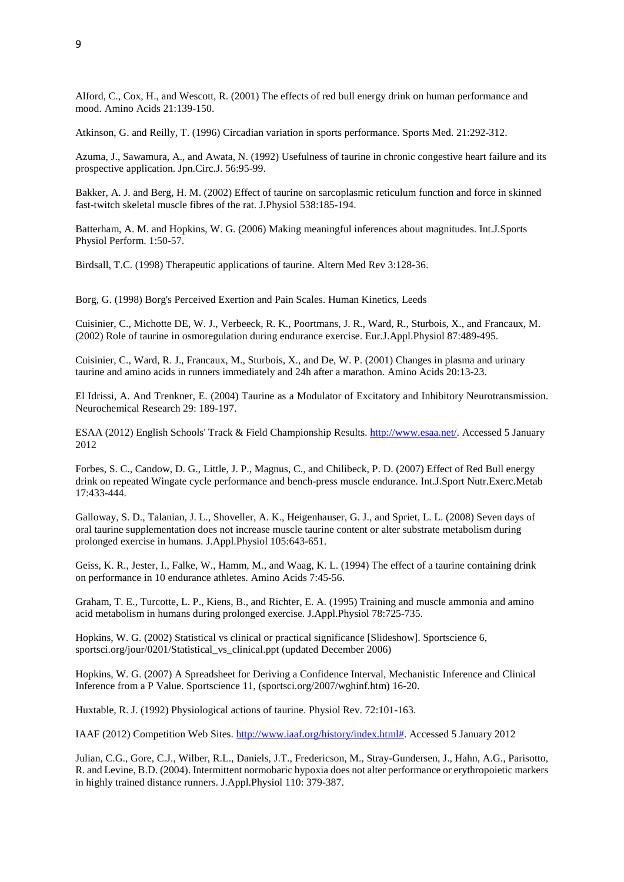Alford, C., Cox, H., and Wescott, R. (2001) The effects of red bull energy drink on human performance and mood. Amino Acids 21:139-150.

Atkinson, G. and Reilly, T. (1996) Circadian variation in sports performance. Sports Med. 21:292-312.

Azuma, J., Sawamura, A., and Awata, N. (1992) Usefulness of taurine in chronic congestive heart failure and its prospective application. Jpn.Circ.J. 56:95-99.

Bakker, A. J. and Berg, H. M. (2002) Effect of taurine on sarcoplasmic reticulum function and force in skinned fast-twitch skeletal muscle fibres of the rat. J.Physiol 538:185-194.

Batterham, A. M. and Hopkins, W. G. (2006) Making meaningful inferences about magnitudes. Int.J.Sports Physiol Perform. 1:50-57.

Birdsall, T.C. (1998) Therapeutic applications of taurine. Altern Med Rev 3:128-36.

Borg, G. (1998) Borg's Perceived Exertion and Pain Scales. Human Kinetics, Leeds

Cuisinier, C., Michotte DE, W. J., Verbeeck, R. K., Poortmans, J. R., Ward, R., Sturbois, X., and Francaux, M. (2002) Role of taurine in osmoregulation during endurance exercise. Eur.J.Appl.Physiol 87:489-495.

Cuisinier, C., Ward, R. J., Francaux, M., Sturbois, X., and De, W. P. (2001) Changes in plasma and urinary taurine and amino acids in runners immediately and 24h after a marathon. Amino Acids 20:13-23.

El Idrissi, A. And Trenkner, E. (2004) Taurine as a Modulator of Excitatory and Inhibitory Neurotransmission. Neurochemical Research 29: 189-197.

ESAA (2012) English Schools' Track & Field Championship Results. http://www.esaa.net/. Accessed 5 January 2012

Forbes, S. C., Candow, D. G., Little, J. P., Magnus, C., and Chilibeck, P. D. (2007) Effect of Red Bull energy drink on repeated Wingate cycle performance and bench-press muscle endurance. Int.J.Sport Nutr.Exerc.Metab 17:433-444.

Galloway, S. D., Talanian, J. L., Shoveller, A. K., Heigenhauser, G. J., and Spriet, L. L. (2008) Seven days of oral taurine supplementation does not increase muscle taurine content or alter substrate metabolism during prolonged exercise in humans. J.Appl.Physiol 105:643-651.

Geiss, K. R., Jester, I., Falke, W., Hamm, M., and Waag, K. L. (1994) The effect of a taurine containing drink on performance in 10 endurance athletes. Amino Acids 7:45-56.

Graham, T. E., Turcotte, L. P., Kiens, B., and Richter, E. A. (1995) Training and muscle ammonia and amino acid metabolism in humans during prolonged exercise. J.Appl.Physiol 78:725-735.

Hopkins, W. G. (2002) Statistical vs clinical or practical significance [Slideshow]. Sportscience 6, sportsci.org/jour/0201/Statistical_vs_clinical.ppt (updated December 2006)

Hopkins, W. G. (2007) A Spreadsheet for Deriving a Confidence Interval, Mechanistic Inference and Clinical Inference from a P Value. Sportscience 11, (sportsci.org/2007/wghinf.htm) 16-20.

Huxtable, R. J. (1992) Physiological actions of taurine. Physiol Rev. 72:101-163.

IAAF (2012) Competition Web Sites. http://www.iaaf.org/history/index.html#. Accessed 5 January 2012

Julian, C.G., Gore, C.J., Wilber, R.L., Daniels, J.T., Fredericson, M., Stray-Gundersen, J., Hahn, A.G., Parisotto, R. and Levine, B.D. (2004). Intermittent normobaric hypoxia does not alter performance or erythropoietic markers in highly trained distance runners. J.Appl.Physiol 110: 379-387.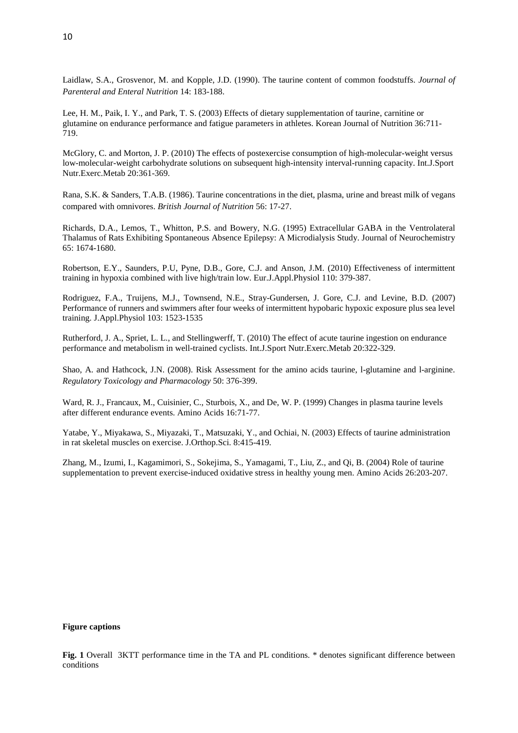Laidlaw, S.A., Grosvenor, M. and Kopple, J.D. (1990). The taurine content of common foodstuffs. *Journal of Parenteral and Enteral Nutrition* 14: 183-188.

Lee, H. M., Paik, I. Y., and Park, T. S. (2003) Effects of dietary supplementation of taurine, carnitine or glutamine on endurance performance and fatigue parameters in athletes. Korean Journal of Nutrition 36:711-719.

McGlory, C. and Morton, J. P. (2010) The effects of postexercise consumption of high-molecular-weight versus low-molecular-weight carbohydrate solutions on subsequent high-intensity interval-running capacity. Int.J.Sport Nutr.Exerc.Metab 20:361-369.

Rana, S.K. & Sanders, T.A.B. (1986). Taurine concentrations in the diet, plasma, urine and breast milk of vegans compared with omnivores. *British Journal of Nutrition* 56: 17-27.

Richards, D.A., Lemos, T., Whitton, P.S. and Bowery, N.G. (1995) Extracellular GABA in the Ventrolateral Thalamus of Rats Exhibiting Spontaneous Absence Epilepsy: A Microdialysis Study. Journal of Neurochemistry 65: 1674-1680.

Robertson, E.Y., Saunders, P.U, Pyne, D.B., Gore, C.J. and Anson, J.M. (2010) Effectiveness of intermittent training in hypoxia combined with live high/train low. Eur.J.Appl.Physiol 110: 379-387.

Rodriguez, F.A., Truijens, M.J., Townsend, N.E., Stray-Gundersen, J. Gore, C.J. and Levine, B.D. (2007) Performance of runners and swimmers after four weeks of intermittent hypobaric hypoxic exposure plus sea level training. J.Appl.Physiol 103: 1523-1535

Rutherford, J. A., Spriet, L. L., and Stellingwerff, T. (2010) The effect of acute taurine ingestion on endurance performance and metabolism in well-trained cyclists. Int.J.Sport Nutr.Exerc.Metab 20:322-329.

Shao, A. and Hathcock, J.N. (2008). Risk Assessment for the amino acids taurine, l-glutamine and l-arginine. *Regulatory Toxicology and Pharmacology* 50: 376-399.

Ward, R. J., Francaux, M., Cuisinier, C., Sturbois, X., and De, W. P. (1999) Changes in plasma taurine levels after different endurance events. Amino Acids 16:71-77.

Yatabe, Y., Miyakawa, S., Miyazaki, T., Matsuzaki, Y., and Ochiai, N. (2003) Effects of taurine administration in rat skeletal muscles on exercise. J.Orthop.Sci. 8:415-419.

Zhang, M., Izumi, I., Kagamimori, S., Sokejima, S., Yamagami, T., Liu, Z., and Qi, B. (2004) Role of taurine supplementation to prevent exercise-induced oxidative stress in healthy young men. Amino Acids 26:203-207.

**Figure captions**

**Fig. 1** Overall 3KTT performance time in the TA and PL conditions. * denotes significant difference between conditions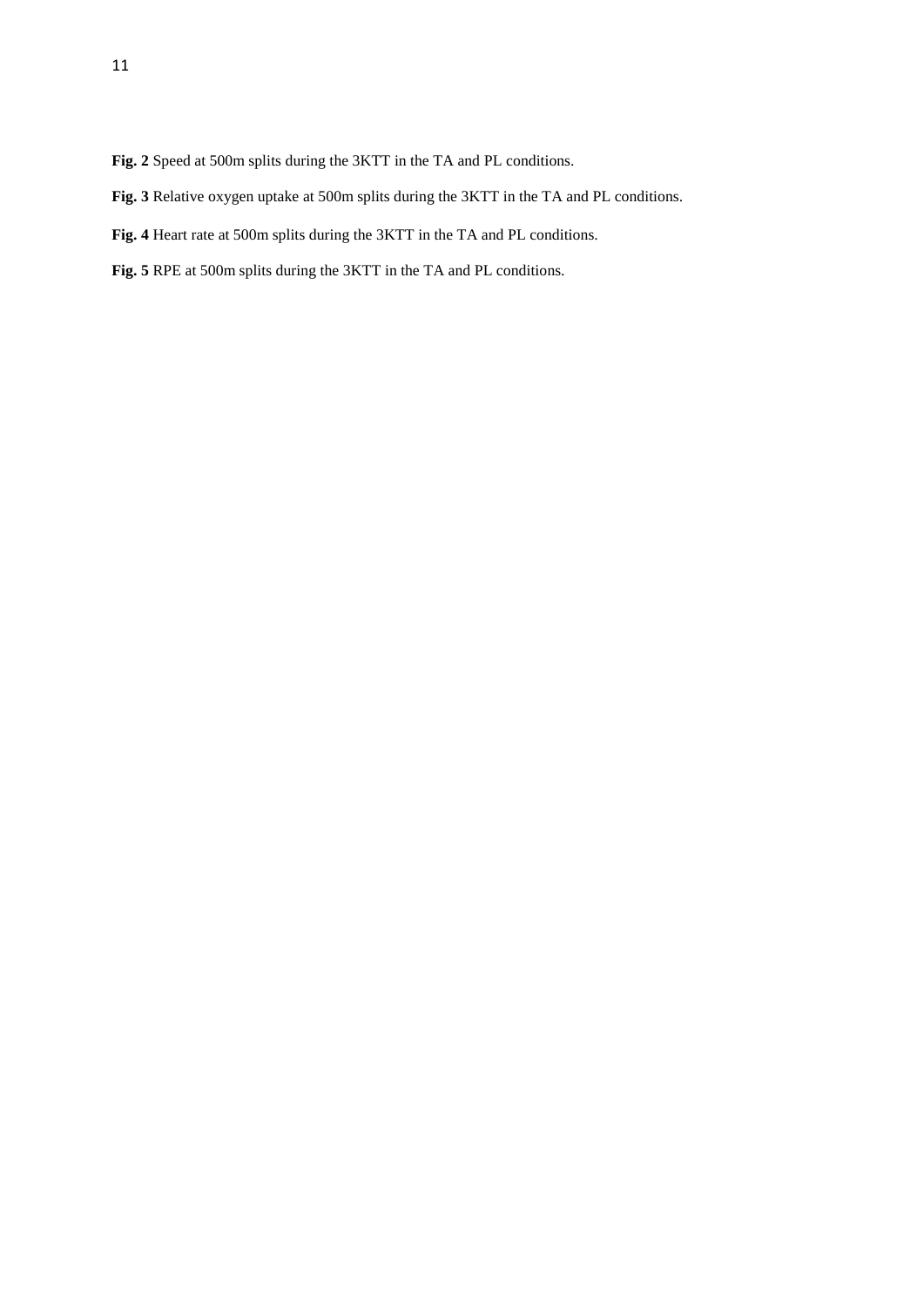**Fig. 2** Speed at 500m splits during the 3KTT in the TA and PL conditions.

**Fig. 3** Relative oxygen uptake at 500m splits during the 3KTT in the TA and PL conditions.

**Fig. 4** Heart rate at 500m splits during the 3KTT in the TA and PL conditions.

**Fig. 5** RPE at 500m splits during the 3KTT in the TA and PL conditions.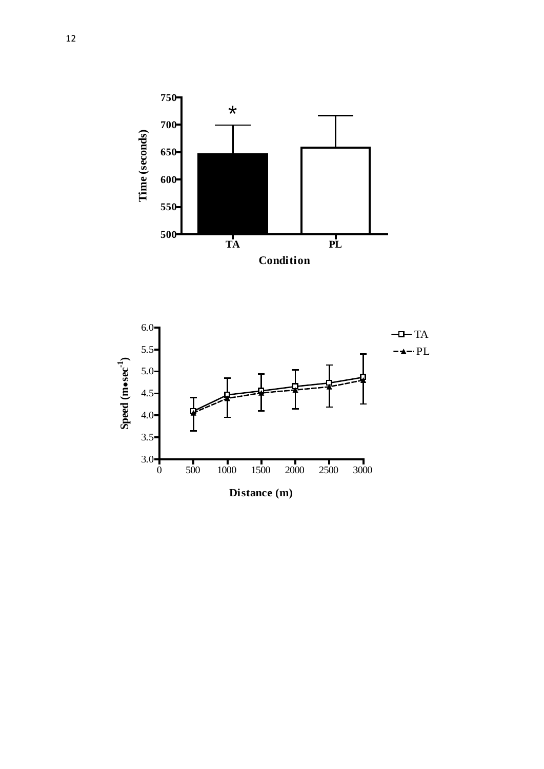Time (seconds)

750
700
650
600
550
500

*

TA PL

Condition

Speed (m•sec$^{-1}$)

6.0
5.5
5.0
4.5
4.0
3.5
3.0

0 500 1000 1500 2000 2500 3000

Distance (m)

TA
PL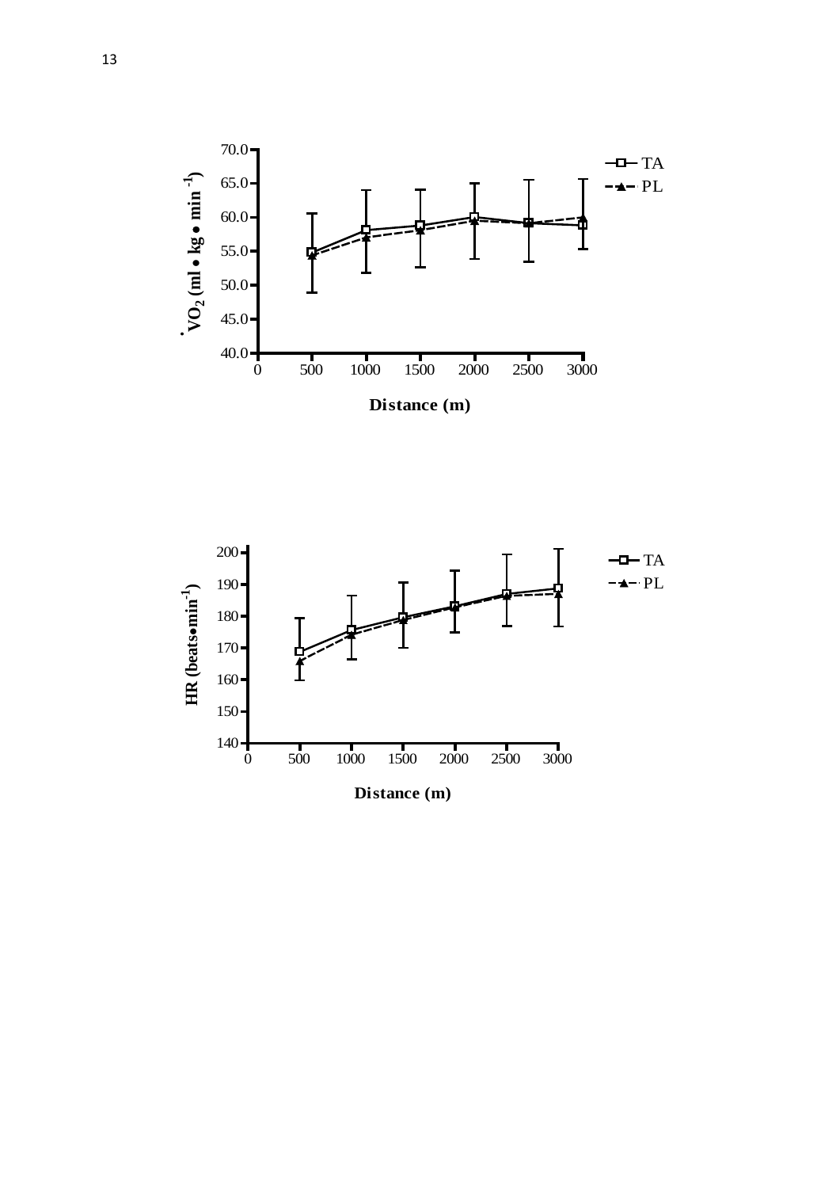$\dot{V}O_2$ (ml • kg • min$^{-1}$)

70.0, 65.0, 60.0, 55.0, 50.0, 45.0, 40.0

0, 500, 1000, 1500, 2000, 2500, 3000

**Distance (m)**

TA

PL

HR (beats•min$^{-1}$)

200, 190, 180, 170, 160, 150, 140

0, 500, 1000, 1500, 2000, 2500, 3000

**Distance (m)**

TA

PL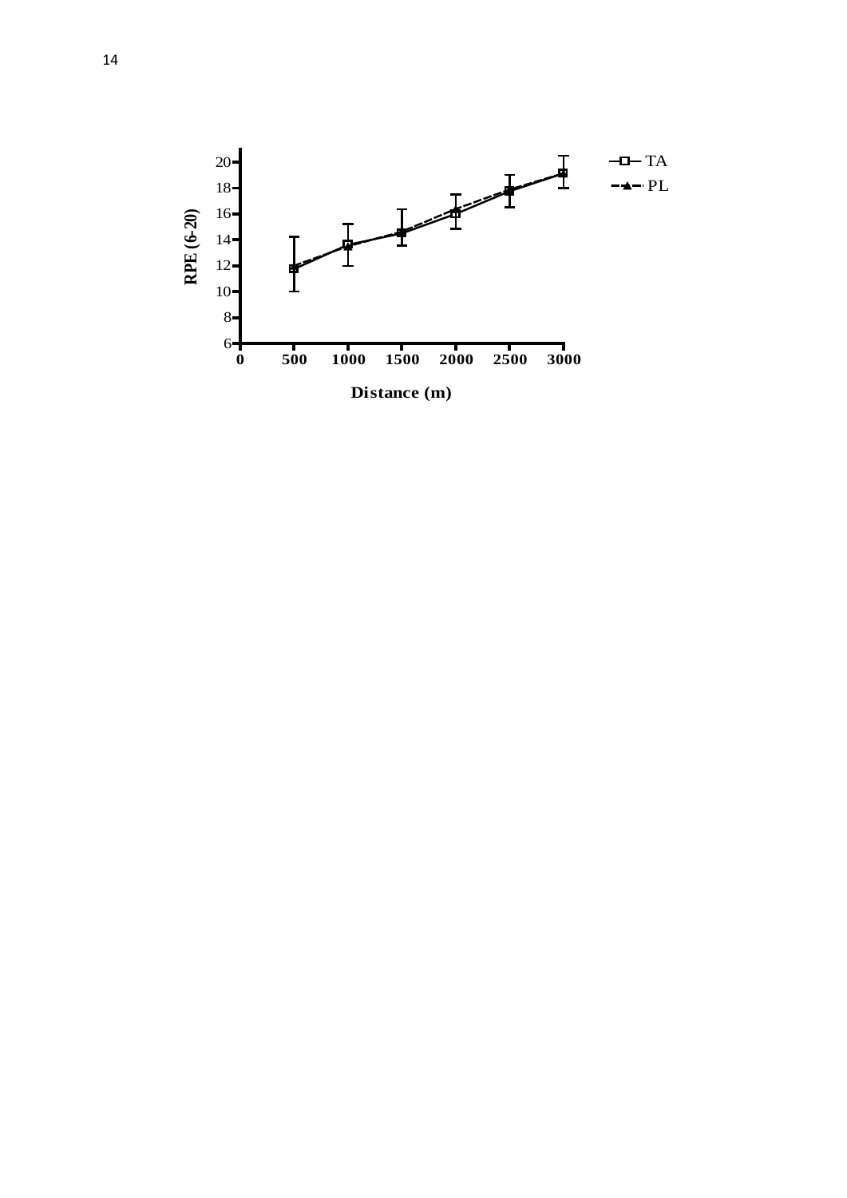RPE (6-20)

20
18
16
14
12
10
8
6

0
500
1000
1500
2000
2500
3000

Distance (m)

TA
PL